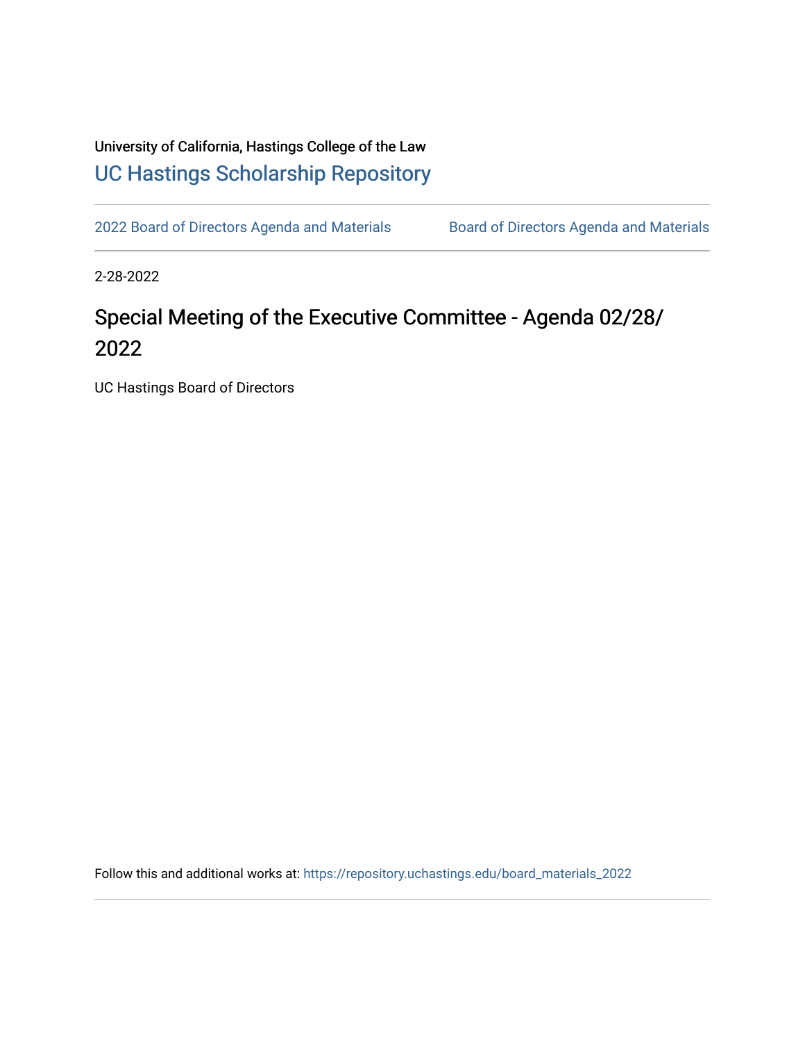University of California, Hastings College of the Law

# UC Hastings Scholarship Repository

2022 Board of Directors Agenda and Materials     Board of Directors Agenda and Materials

2-28-2022

## Special Meeting of the Executive Committee - Agenda 02/28/2022

UC Hastings Board of Directors

Follow this and additional works at: https://repository.uchastings.edu/board_materials_2022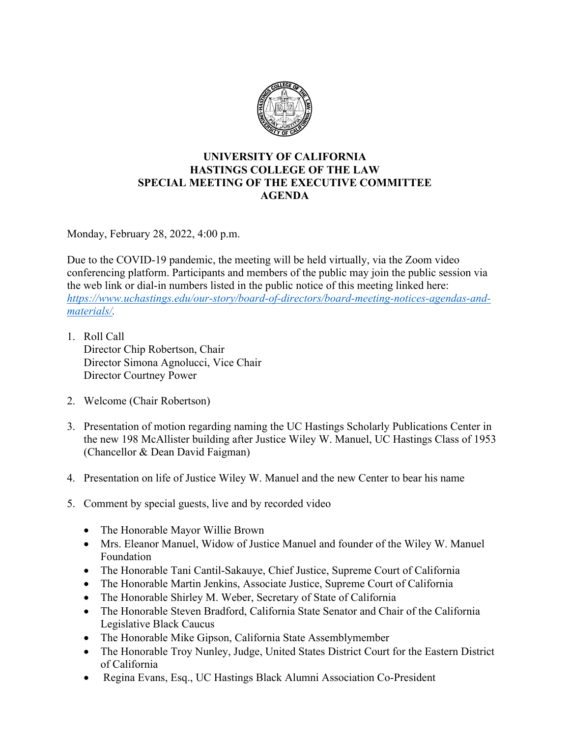**UNIVERSITY OF CALIFORNIA**
**HASTINGS COLLEGE OF THE LAW**
**SPECIAL MEETING OF THE EXECUTIVE COMMITTEE**
**AGENDA**

Monday, February 28, 2022, 4:00 p.m.

Due to the COVID-19 pandemic, the meeting will be held virtually, via the Zoom video conferencing platform. Participants and members of the public may join the public session via the web link or dial-in numbers listed in the public notice of this meeting linked here: *https://www.uchastings.edu/our-story/board-of-directors/board-meeting-notices-agendas-and-materials/*.

1. Roll Call
   Director Chip Robertson, Chair
   Director Simona Agnolucci, Vice Chair
   Director Courtney Power

2. Welcome (Chair Robertson)

3. Presentation of motion regarding naming the UC Hastings Scholarly Publications Center in the new 198 McAllister building after Justice Wiley W. Manuel, UC Hastings Class of 1953 (Chancellor & Dean David Faigman)

4. Presentation on life of Justice Wiley W. Manuel and the new Center to bear his name

5. Comment by special guests, live and by recorded video

   - The Honorable Mayor Willie Brown
   - Mrs. Eleanor Manuel, Widow of Justice Manuel and founder of the Wiley W. Manuel Foundation
   - The Honorable Tani Cantil-Sakauye, Chief Justice, Supreme Court of California
   - The Honorable Martin Jenkins, Associate Justice, Supreme Court of California
   - The Honorable Shirley M. Weber, Secretary of State of California
   - The Honorable Steven Bradford, California State Senator and Chair of the California Legislative Black Caucus
   - The Honorable Mike Gipson, California State Assemblymember
   - The Honorable Troy Nunley, Judge, United States District Court for the Eastern District of California
   - Regina Evans, Esq., UC Hastings Black Alumni Association Co-President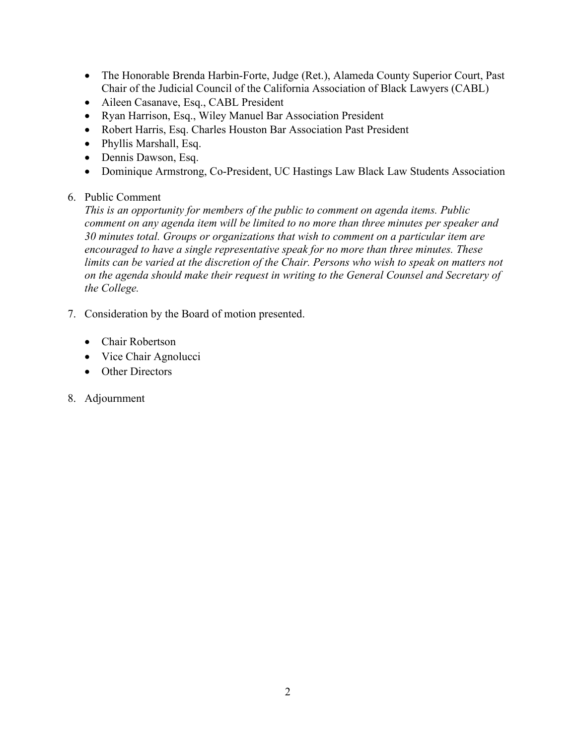- The Honorable Brenda Harbin-Forte, Judge (Ret.), Alameda County Superior Court, Past Chair of the Judicial Council of the California Association of Black Lawyers (CABL)
- Aileen Casanave, Esq., CABL President
- Ryan Harrison, Esq., Wiley Manuel Bar Association President
- Robert Harris, Esq. Charles Houston Bar Association Past President
- Phyllis Marshall, Esq.
- Dennis Dawson, Esq.
- Dominique Armstrong, Co-President, UC Hastings Law Black Law Students Association

6. Public Comment
   *This is an opportunity for members of the public to comment on agenda items. Public comment on any agenda item will be limited to no more than three minutes per speaker and 30 minutes total. Groups or organizations that wish to comment on a particular item are encouraged to have a single representative speak for no more than three minutes. These limits can be varied at the discretion of the Chair. Persons who wish to speak on matters not on the agenda should make their request in writing to the General Counsel and Secretary of the College.*

7. Consideration by the Board of motion presented.
   - Chair Robertson
   - Vice Chair Agnolucci
   - Other Directors

8. Adjournment